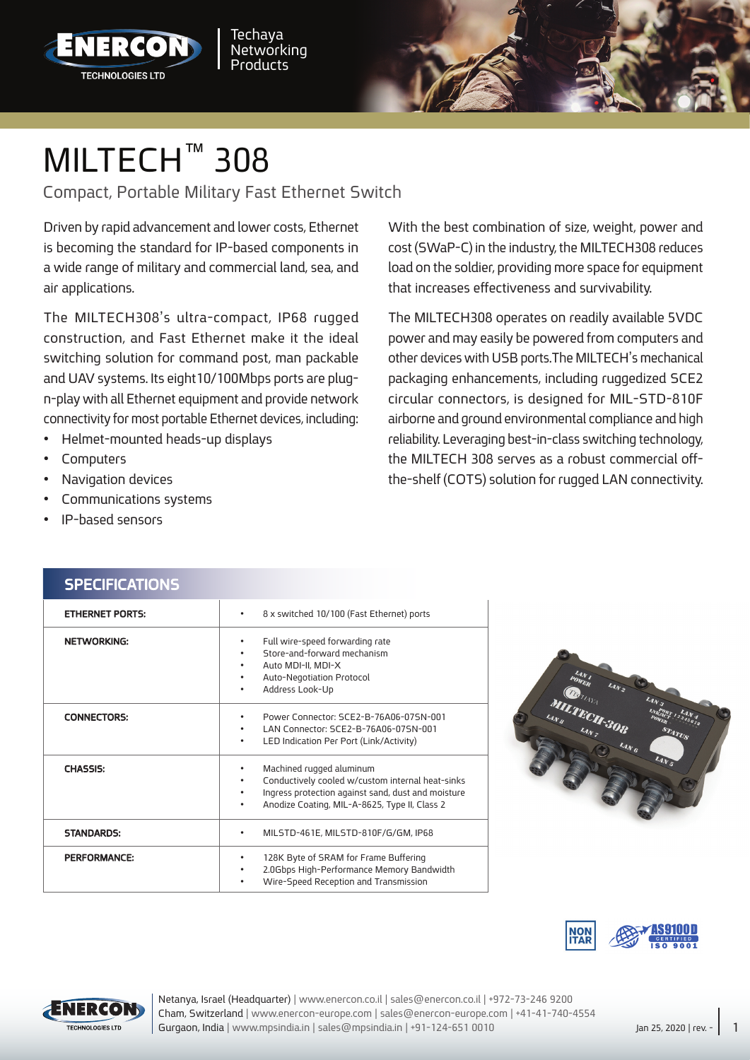Techaya Networking Products

# MILTECH™ 308

## Compact, Portable Military Fast Ethernet Switch

Driven by rapid advancement and lower costs, Ethernet is becoming the standard for IP-based components in a wide range of military and commercial land, sea, and air applications.

The MILTECH308's ultra-compact, IP68 rugged construction, and Fast Ethernet make it the ideal switching solution for command post, man packable and UAV systems. Its eight10/100Mbps ports are plug-n-play with all Ethernet equipment and provide network connectivity for most portable Ethernet devices, including:

- Helmet-mounted heads-up displays
- Computers
- Navigation devices
- Communications systems
- IP-based sensors

With the best combination of size, weight, power and cost (SWaP-C) in the industry, the MILTECH308 reduces load on the soldier, providing more space for equipment that increases effectiveness and survivability.

The MILTECH308 operates on readily available 5VDC power and may easily be powered from computers and other devices with USB ports.The MILTECH's mechanical packaging enhancements, including ruggedized SCE2 circular connectors, is designed for MIL-STD-810F airborne and ground environmental compliance and high reliability. Leveraging best-in-class switching technology, the MILTECH 308 serves as a robust commercial off-the-shelf (COTS) solution for rugged LAN connectivity.

## SPECIFICATIONS

| | |
|---|---|
| **ETHERNET PORTS:** | • 8 x switched 10/100 (Fast Ethernet) ports |
| **NETWORKING:** | • Full wire-speed forwarding rate<br>• Store-and-forward mechanism<br>• Auto MDI-II, MDI-X<br>• Auto-Negotiation Protocol<br>• Address Look-Up |
| **CONNECTORS:** | • Power Connector: SCE2-B-76A06-07SN-001<br>• LAN Connector: SCE2-B-76A06-07SN-001<br>• LED Indication Per Port (Link/Activity) |
| **CHASSIS:** | • Machined rugged aluminum<br>• Conductively cooled w/custom internal heat-sinks<br>• Ingress protection against sand, dust and moisture<br>• Anodize Coating, MIL-A-8625, Type II, Class 2 |
| **STANDARDS:** | • MILSTD-461E, MILSTD-810F/G/GM, IP68 |
| **PERFORMANCE:** | • 128K Byte of SRAM for Frame Buffering<br>• 2.0Gbps High-Performance Memory Bandwidth<br>• Wire-Speed Reception and Transmission |

NON ITAR | AS9100D CERTIFIED ISO 9001

Netanya, Israel (Headquarter) | www.enercon.co.il | sales@enercon.co.il | +972-73-246 9200
Cham, Switzerland | www.enercon-europe.com | sales@enercon-europe.com | +41-41-740-4554
Gurgaon, India | www.mpsindia.in | sales@mpsindia.in | +91-124-651 0010

Jan 25, 2020 | rev. -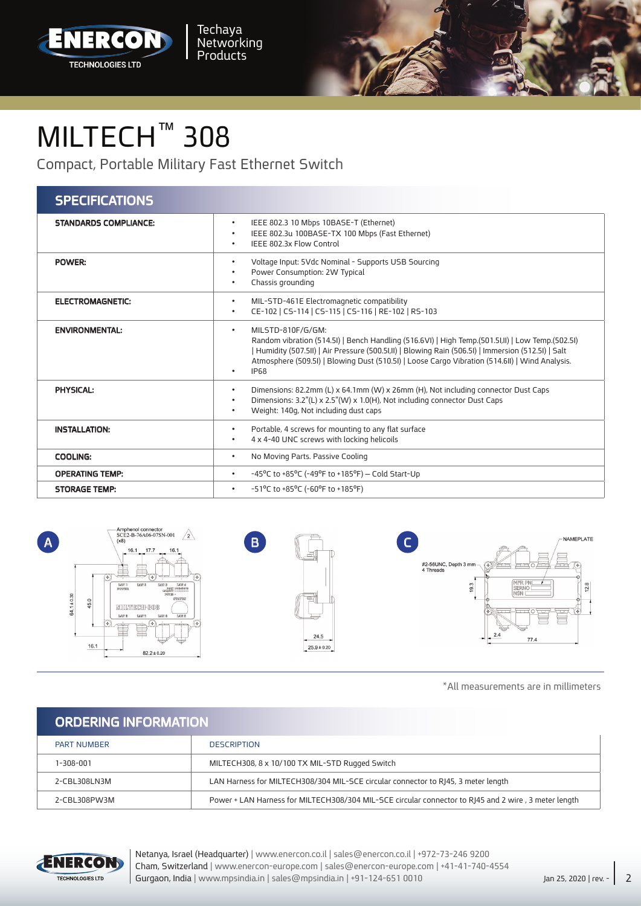Enercon Technologies Ltd | Techaya Networking Products

# MILTECH™ 308

Compact, Portable Military Fast Ethernet Switch

## SPECIFICATIONS

| | |
|---|---|
| **STANDARDS COMPLIANCE:** | • IEEE 802.3 10 Mbps 10BASE-T (Ethernet)<br>• IEEE 802.3u 100BASE-TX 100 Mbps (Fast Ethernet)<br>• IEEE 802.3x Flow Control |
| **POWER:** | • Voltage Input: 5Vdc Nominal - Supports USB Sourcing<br>• Power Consumption: 2W Typical<br>• Chassis grounding |
| **ELECTROMAGNETIC:** | • MIL-STD-461E Electromagnetic compatibility<br>• CE-102 \| CS-114 \| CS-115 \| CS-116 \| RE-102 \| RS-103 |
| **ENVIRONMENTAL:** | • MILSTD-810F/G/GM:<br>Random vibration (514.5I) \| Bench Handling (516.6VI) \| High Temp.(501.5I,II) \| Low Temp.(502.5I) \| Humidity (507.5II) \| Air Pressure (500.5I,II) \| Blowing Rain (506.5I) \| Immersion (512.5I) \| Salt Atmosphere (509.5I) \| Blowing Dust (510.5I) \| Loose Cargo Vibration (514.6II) \| Wind Analysis.<br>• IP68 |
| **PHYSICAL:** | • Dimensions: 82.2mm (L) x 64.1mm (W) x 26mm (H), Not including connector Dust Caps<br>• Dimensions: 3.2"(L) x 2.5"(W) x 1.0(H), Not including connector Dust Caps<br>• Weight: 140g, Not including dust caps |
| **INSTALLATION:** | • Portable, 4 screws for mounting to any flat surface<br>• 4 x 4-40 UNC screws with locking helicoils |
| **COOLING:** | • No Moving Parts. Passive Cooling |
| **OPERATING TEMP:** | • -45°C to +85°C (-49°F to +185°F) – Cold Start-Up |
| **STORAGE TEMP:** | • -51°C to +85°C (-60°F to +185°F) |

A

Amphenol connector
SCE2-B-76A06-07SN-001
(x8)
16.1
17.7
16.1
64.1 ± 0.30
45.0
16.1
82.2 ± 0.20

B

24.5
25.9 ± 0.20

C

NAMEPLATE
#2-56UNC, Depth 3 mm
4 Threads
19.3
12.8
2.4
77.4

*All measurements are in millimeters

## ORDERING INFORMATION

| PART NUMBER | DESCRIPTION |
|---|---|
| 1-308-001 | MILTECH308, 8 x 10/100 TX MIL-STD Rugged Switch |
| 2-CBL308LN3M | LAN Harness for MILTECH308/304 MIL-SCE circular connector to RJ45, 3 meter length |
| 2-CBL308PW3M | Power + LAN Harness for MILTECH308/304 MIL-SCE circular connector to RJ45 and 2 wire , 3 meter length |

Netanya, Israel (Headquarter) | www.enercon.co.il | sales@enercon.co.il | +972-73-246 9200
Cham, Switzerland | www.enercon-europe.com | sales@enercon-europe.com | +41-41-740-4554
Gurgaon, India | www.mpsindia.in | sales@mpsindia.in | +91-124-651 0010

Jan 25, 2020 | rev. -